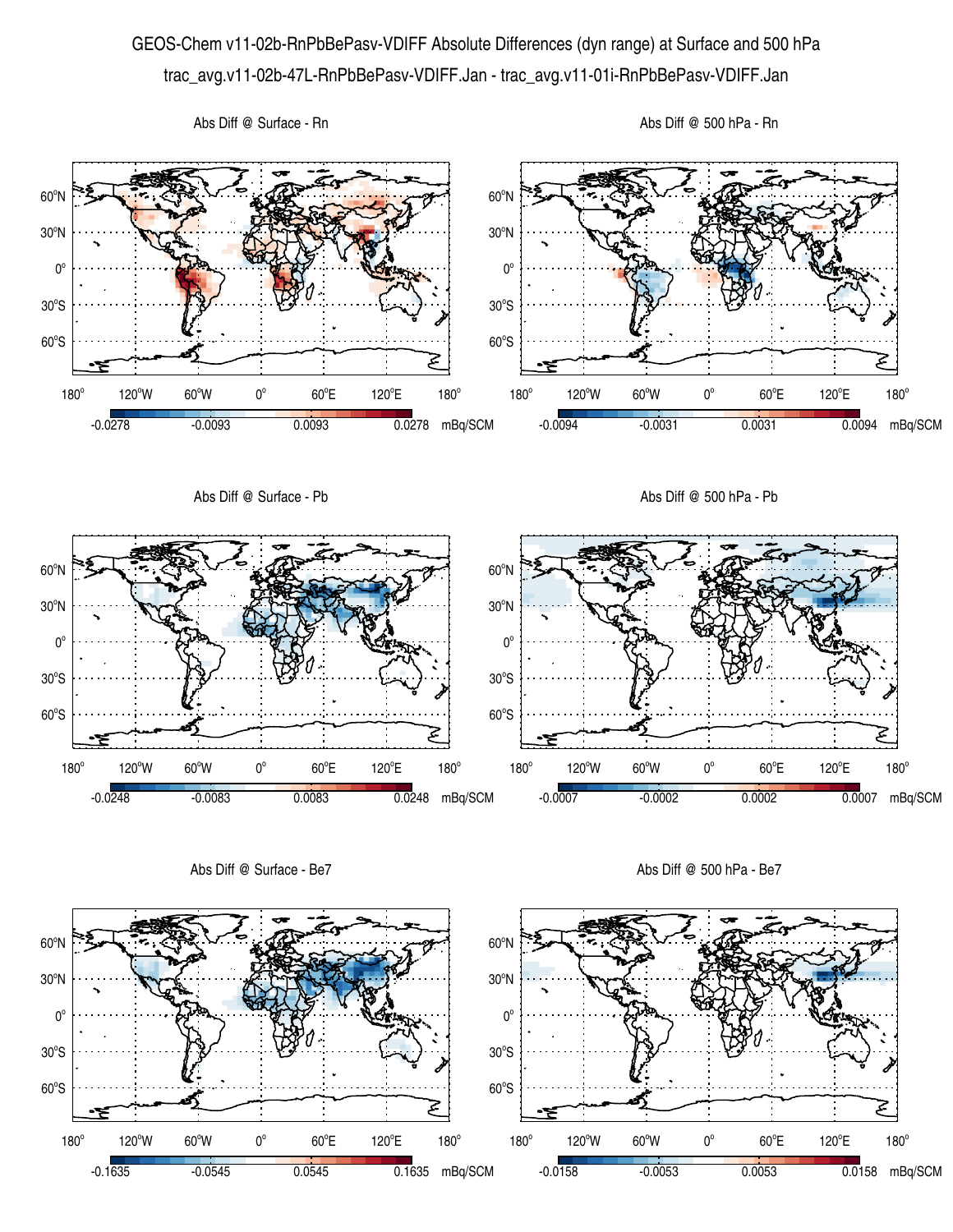GEOS-Chem v11-02b-RnPbBePasv-VDIFF Absolute Differences (dyn range) at Surface and 500 hPa

trac_avg.v11-02b-47L-RnPbBePasv-VDIFF.Jan - trac_avg.v11-01i-RnPbBePasv-VDIFF.Jan

Abs Diff @ Surface - Rn

Colorbar: -0.0278, -0.0093, 0.0093, 0.0278 mBq/SCM

Abs Diff @ 500 hPa - Rn

Colorbar: -0.0094, -0.0031, 0.0031, 0.0094 mBq/SCM

Abs Diff @ Surface - Pb

Colorbar: -0.0248, -0.0083, 0.0083, 0.0248 mBq/SCM

Abs Diff @ 500 hPa - Pb

Colorbar: -0.0007, -0.0002, 0.0002, 0.0007 mBq/SCM

Abs Diff @ Surface - Be7

Colorbar: -0.1635, -0.0545, 0.0545, 0.1635 mBq/SCM

Abs Diff @ 500 hPa - Be7

Colorbar: -0.0158, -0.0053, 0.0053, 0.0158 mBq/SCM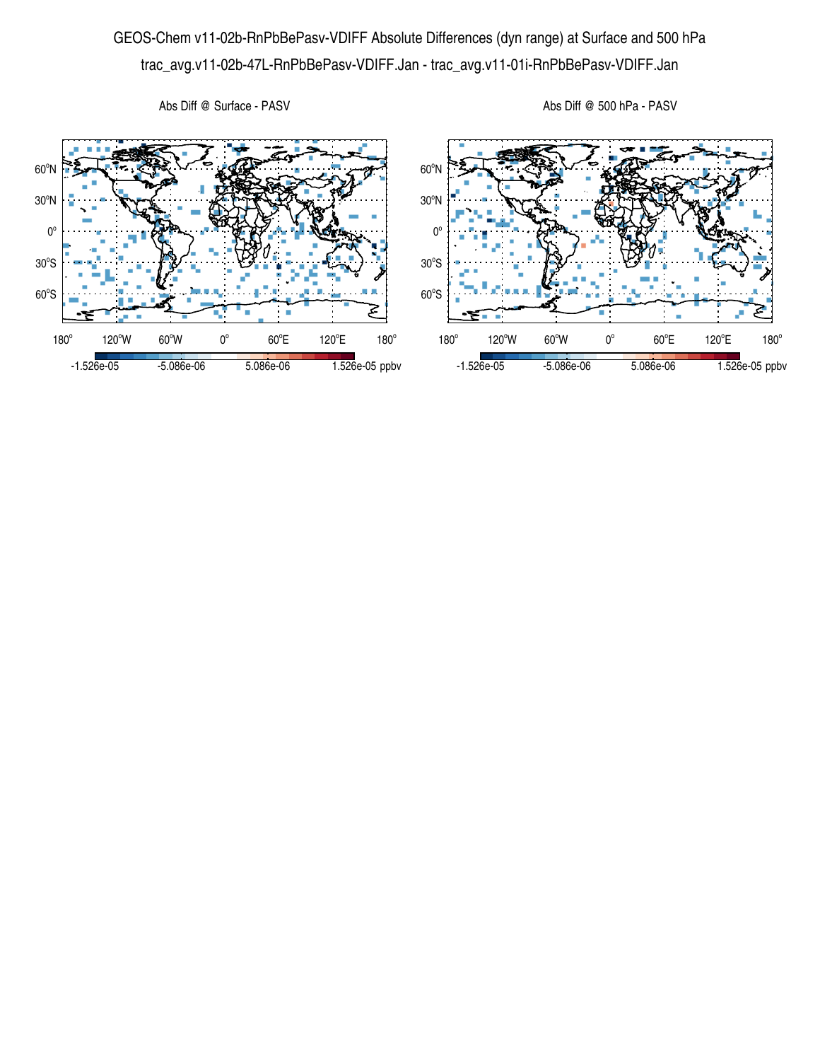GEOS-Chem v11-02b-RnPbBePasv-VDIFF Absolute Differences (dyn range) at Surface and 500 hPa

trac_avg.v11-02b-47L-RnPbBePasv-VDIFF.Jan - trac_avg.v11-01i-RnPbBePasv-VDIFF.Jan

Abs Diff @ Surface - PASV

60°N
30°N
0°
30°S
60°S

180° 120°W 60°W 0° 60°E 120°E 180°

-1.526e-05 -5.086e-06 5.086e-06 1.526e-05 ppbv

Abs Diff @ 500 hPa - PASV

60°N
30°N
0°
30°S
60°S

180° 120°W 60°W 0° 60°E 120°E 180°

-1.526e-05 -5.086e-06 5.086e-06 1.526e-05 ppbv